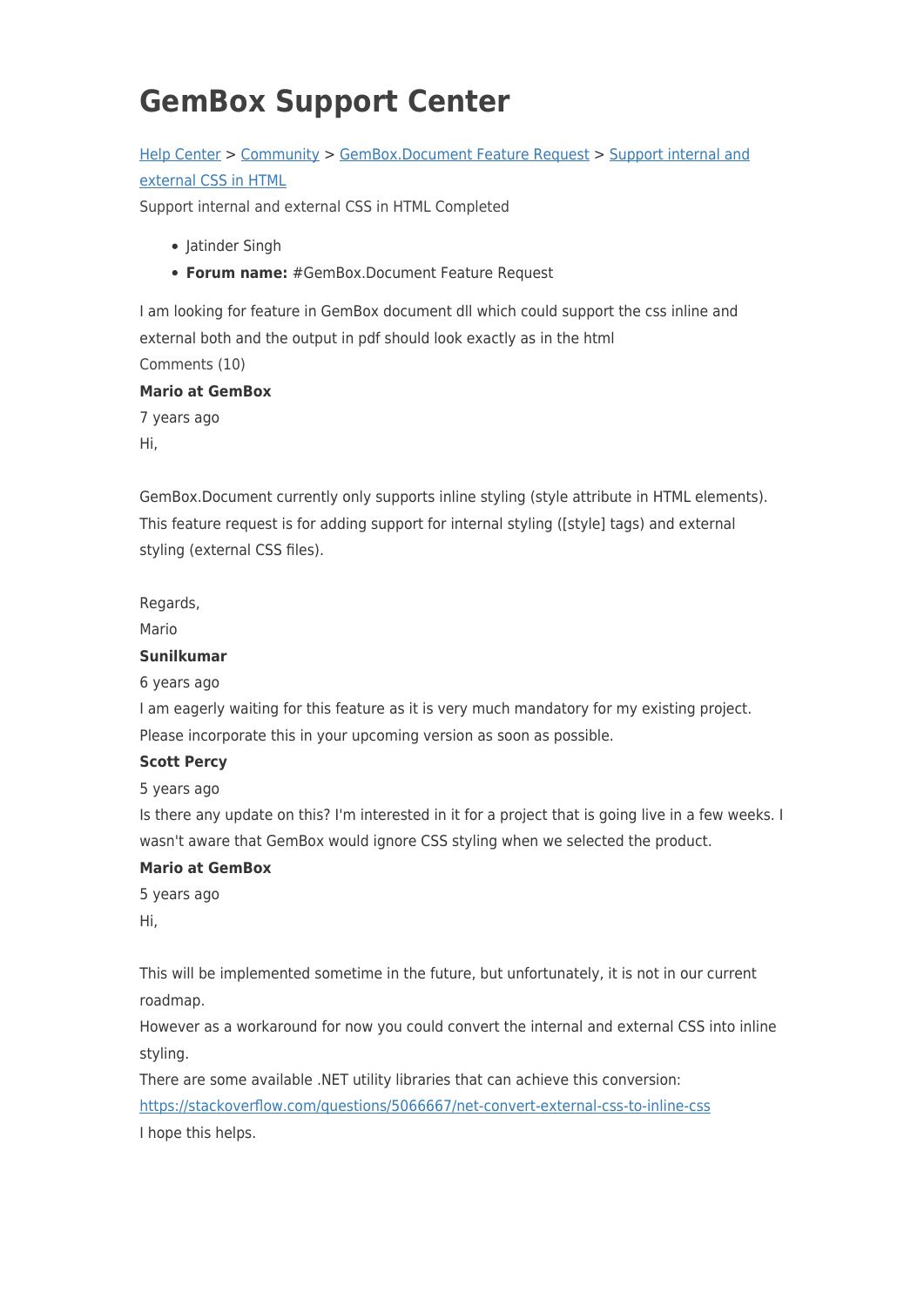# GemBox Support Center

[Help Center](#) > [Community](#) > [GemBox.Document Feature Request](#) > [Support internal and external CSS in HTML](#)

Support internal and external CSS in HTML Completed

- Jatinder Singh
- **Forum name:** #GemBox.Document Feature Request

I am looking for feature in GemBox document dll which could support the css inline and external both and the output in pdf should look exactly as in the html

Comments (10)

**Mario at GemBox**

7 years ago

Hi,

GemBox.Document currently only supports inline styling (style attribute in HTML elements). This feature request is for adding support for internal styling ([style] tags) and external styling (external CSS files).

Regards,
Mario

**Sunilkumar**

6 years ago

I am eagerly waiting for this feature as it is very much mandatory for my existing project. Please incorporate this in your upcoming version as soon as possible.

**Scott Percy**

5 years ago

Is there any update on this? I'm interested in it for a project that is going live in a few weeks. I wasn't aware that GemBox would ignore CSS styling when we selected the product.

**Mario at GemBox**

5 years ago

Hi,

This will be implemented sometime in the future, but unfortunately, it is not in our current roadmap.
However as a workaround for now you could convert the internal and external CSS into inline styling.
There are some available .NET utility libraries that can achieve this conversion:
[https://stackoverflow.com/questions/5066667/net-convert-external-css-to-inline-css](https://stackoverflow.com/questions/5066667/net-convert-external-css-to-inline-css)
I hope this helps.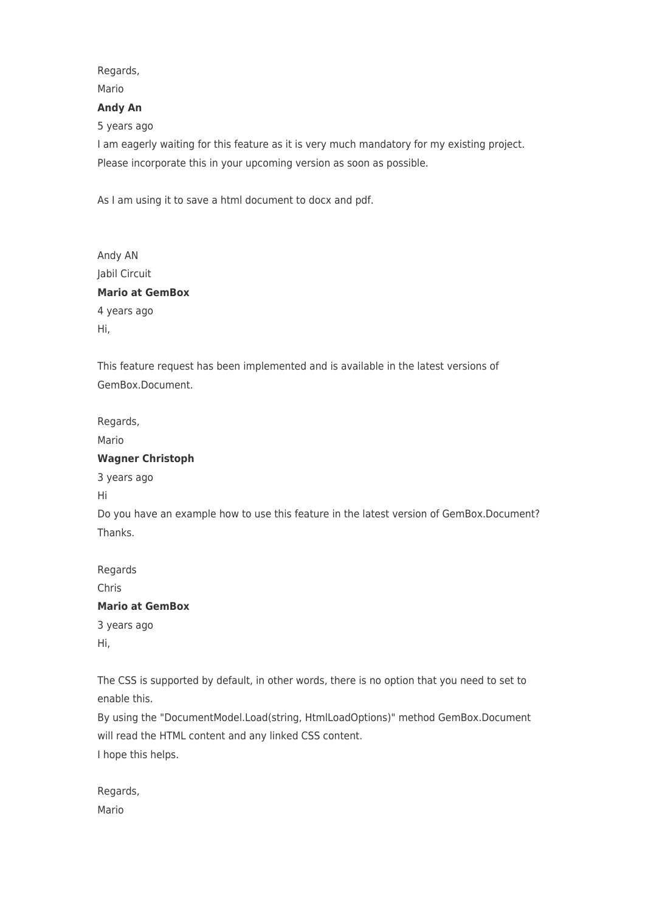Regards,

Mario

**Andy An**

5 years ago

I am eagerly waiting for this feature as it is very much mandatory for my existing project. Please incorporate this in your upcoming version as soon as possible.

As I am using it to save a html document to docx and pdf.

Andy AN

Jabil Circuit

**Mario at GemBox**

4 years ago

Hi,

This feature request has been implemented and is available in the latest versions of GemBox.Document.

Regards,

Mario

**Wagner Christoph**

3 years ago

Hi

Do you have an example how to use this feature in the latest version of GemBox.Document? Thanks.

Regards

Chris

**Mario at GemBox**

3 years ago

Hi,

The CSS is supported by default, in other words, there is no option that you need to set to enable this.

By using the "DocumentModel.Load(string, HtmlLoadOptions)" method GemBox.Document will read the HTML content and any linked CSS content.

I hope this helps.

Regards,

Mario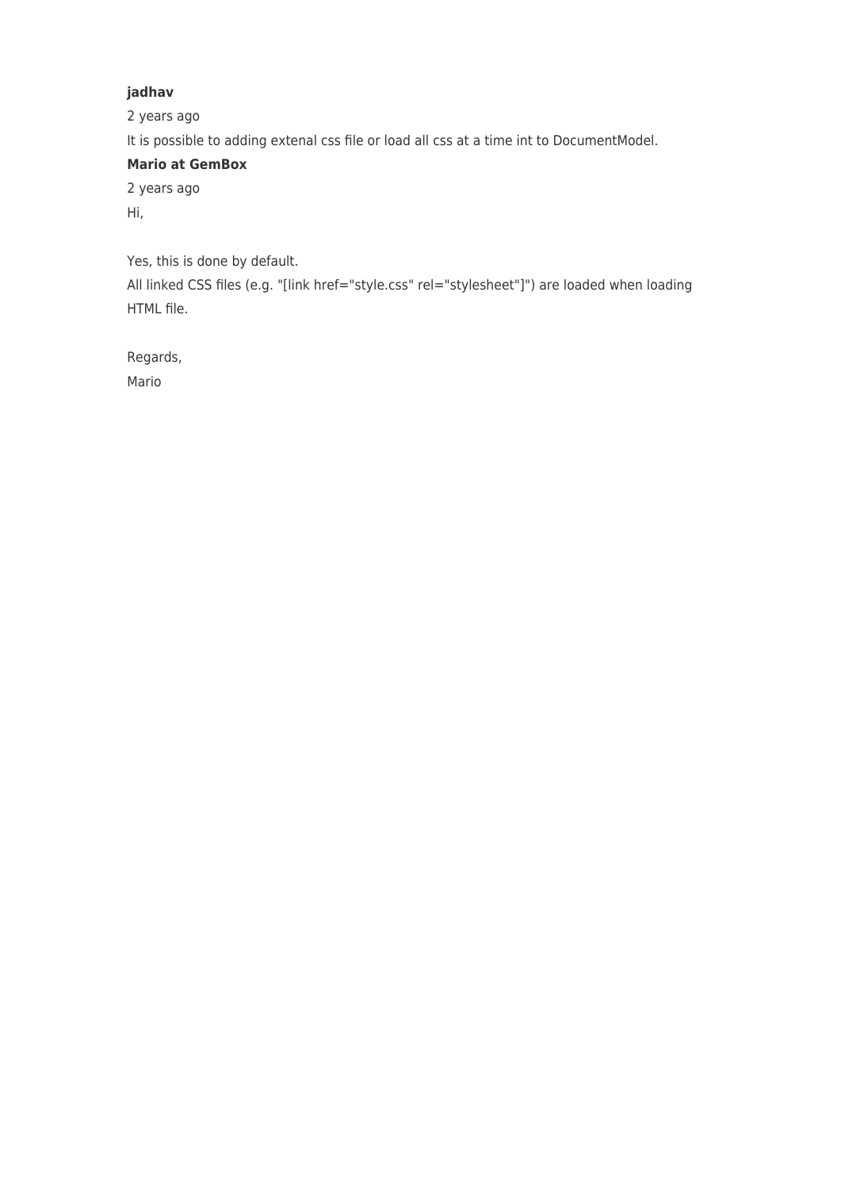**jadhav**

2 years ago

It is possible to adding extenal css file or load all css at a time int to DocumentModel.

**Mario at GemBox**

2 years ago

Hi,

Yes, this is done by default.
All linked CSS files (e.g. "[link href="style.css" rel="stylesheet"]") are loaded when loading HTML file.

Regards,
Mario